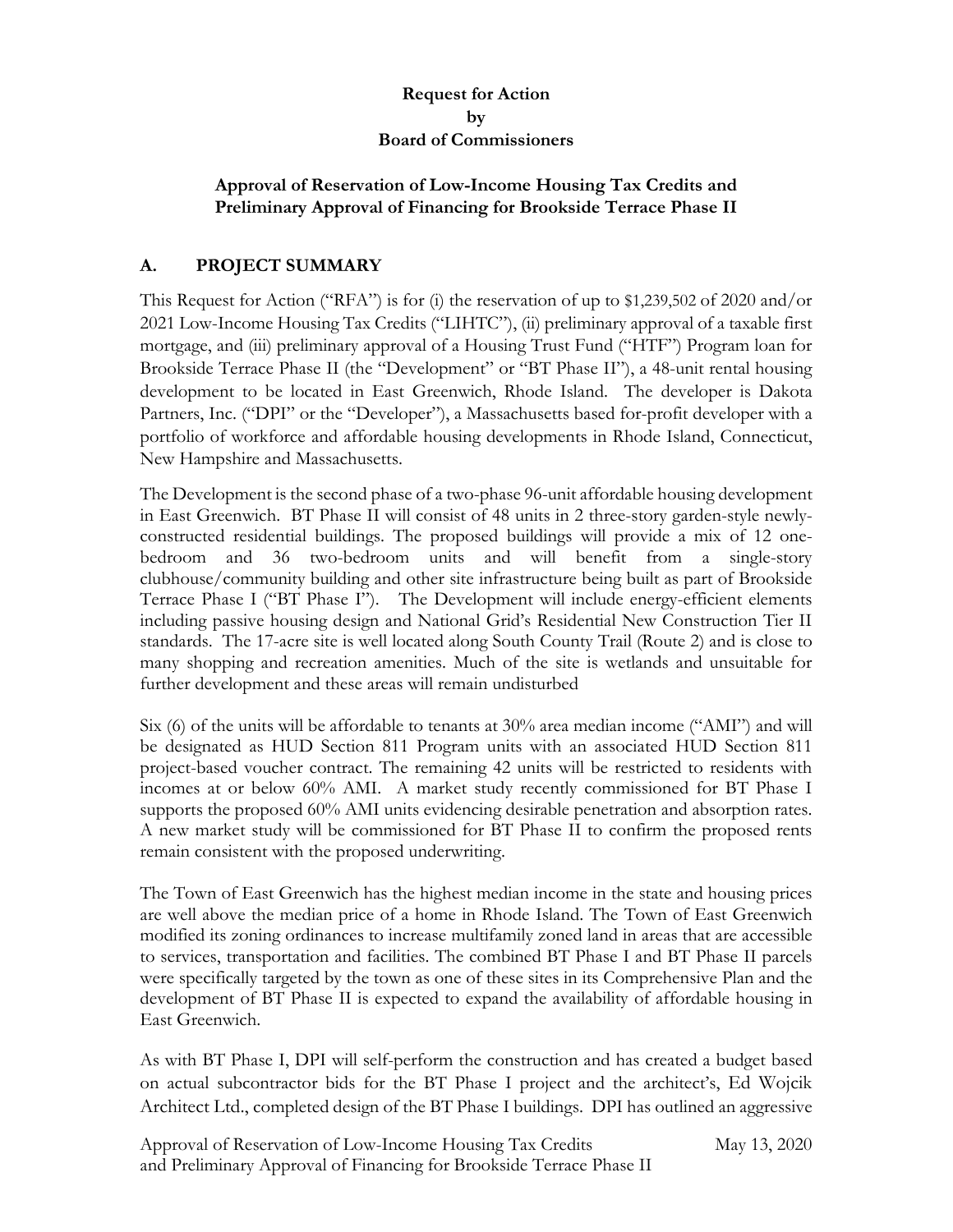**Request for Action**
**by**
**Board of Commissioners**

**Approval of Reservation of Low-Income Housing Tax Credits and Preliminary Approval of Financing for Brookside Terrace Phase II**

## A. PROJECT SUMMARY

This Request for Action ("RFA") is for (i) the reservation of up to $1,239,502 of 2020 and/or 2021 Low-Income Housing Tax Credits ("LIHTC"), (ii) preliminary approval of a taxable first mortgage, and (iii) preliminary approval of a Housing Trust Fund ("HTF") Program loan for Brookside Terrace Phase II (the "Development" or "BT Phase II"), a 48-unit rental housing development to be located in East Greenwich, Rhode Island. The developer is Dakota Partners, Inc. ("DPI" or the "Developer"), a Massachusetts based for-profit developer with a portfolio of workforce and affordable housing developments in Rhode Island, Connecticut, New Hampshire and Massachusetts.

The Development is the second phase of a two-phase 96-unit affordable housing development in East Greenwich. BT Phase II will consist of 48 units in 2 three-story garden-style newly-constructed residential buildings. The proposed buildings will provide a mix of 12 one-bedroom and 36 two-bedroom units and will benefit from a single-story clubhouse/community building and other site infrastructure being built as part of Brookside Terrace Phase I ("BT Phase I"). The Development will include energy-efficient elements including passive housing design and National Grid's Residential New Construction Tier II standards. The 17-acre site is well located along South County Trail (Route 2) and is close to many shopping and recreation amenities. Much of the site is wetlands and unsuitable for further development and these areas will remain undisturbed

Six (6) of the units will be affordable to tenants at 30% area median income ("AMI") and will be designated as HUD Section 811 Program units with an associated HUD Section 811 project-based voucher contract. The remaining 42 units will be restricted to residents with incomes at or below 60% AMI. A market study recently commissioned for BT Phase I supports the proposed 60% AMI units evidencing desirable penetration and absorption rates. A new market study will be commissioned for BT Phase II to confirm the proposed rents remain consistent with the proposed underwriting.

The Town of East Greenwich has the highest median income in the state and housing prices are well above the median price of a home in Rhode Island. The Town of East Greenwich modified its zoning ordinances to increase multifamily zoned land in areas that are accessible to services, transportation and facilities. The combined BT Phase I and BT Phase II parcels were specifically targeted by the town as one of these sites in its Comprehensive Plan and the development of BT Phase II is expected to expand the availability of affordable housing in East Greenwich.

As with BT Phase I, DPI will self-perform the construction and has created a budget based on actual subcontractor bids for the BT Phase I project and the architect's, Ed Wojcik Architect Ltd., completed design of the BT Phase I buildings. DPI has outlined an aggressive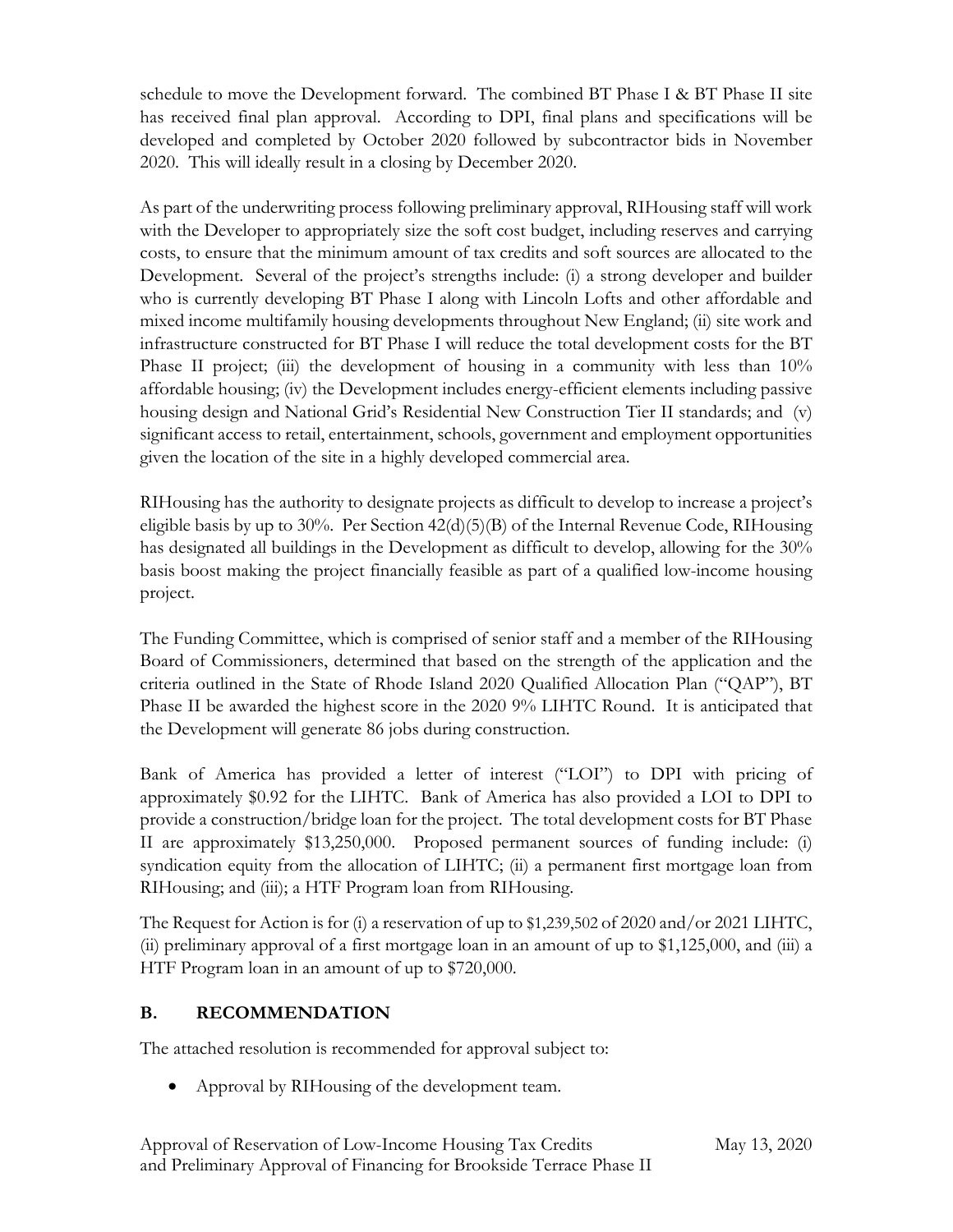schedule to move the Development forward. The combined BT Phase I & BT Phase II site has received final plan approval. According to DPI, final plans and specifications will be developed and completed by October 2020 followed by subcontractor bids in November 2020. This will ideally result in a closing by December 2020.

As part of the underwriting process following preliminary approval, RIHousing staff will work with the Developer to appropriately size the soft cost budget, including reserves and carrying costs, to ensure that the minimum amount of tax credits and soft sources are allocated to the Development. Several of the project's strengths include: (i) a strong developer and builder who is currently developing BT Phase I along with Lincoln Lofts and other affordable and mixed income multifamily housing developments throughout New England; (ii) site work and infrastructure constructed for BT Phase I will reduce the total development costs for the BT Phase II project; (iii) the development of housing in a community with less than 10% affordable housing; (iv) the Development includes energy-efficient elements including passive housing design and National Grid's Residential New Construction Tier II standards; and (v) significant access to retail, entertainment, schools, government and employment opportunities given the location of the site in a highly developed commercial area.

RIHousing has the authority to designate projects as difficult to develop to increase a project's eligible basis by up to 30%. Per Section 42(d)(5)(B) of the Internal Revenue Code, RIHousing has designated all buildings in the Development as difficult to develop, allowing for the 30% basis boost making the project financially feasible as part of a qualified low-income housing project.

The Funding Committee, which is comprised of senior staff and a member of the RIHousing Board of Commissioners, determined that based on the strength of the application and the criteria outlined in the State of Rhode Island 2020 Qualified Allocation Plan ("QAP"), BT Phase II be awarded the highest score in the 2020 9% LIHTC Round. It is anticipated that the Development will generate 86 jobs during construction.

Bank of America has provided a letter of interest ("LOI") to DPI with pricing of approximately $0.92 for the LIHTC. Bank of America has also provided a LOI to DPI to provide a construction/bridge loan for the project. The total development costs for BT Phase II are approximately $13,250,000. Proposed permanent sources of funding include: (i) syndication equity from the allocation of LIHTC; (ii) a permanent first mortgage loan from RIHousing; and (iii); a HTF Program loan from RIHousing.

The Request for Action is for (i) a reservation of up to $1,239,502 of 2020 and/or 2021 LIHTC, (ii) preliminary approval of a first mortgage loan in an amount of up to $1,125,000, and (iii) a HTF Program loan in an amount of up to $720,000.

## B. RECOMMENDATION

The attached resolution is recommended for approval subject to:

- Approval by RIHousing of the development team.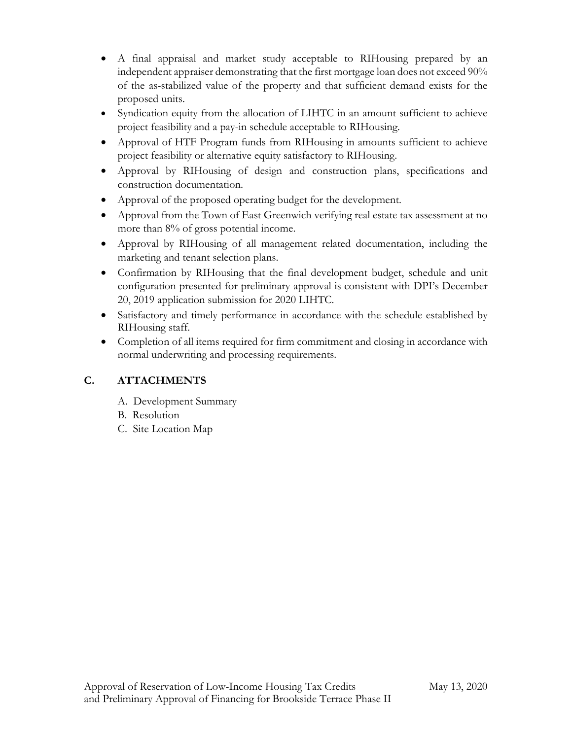- A final appraisal and market study acceptable to RIHousing prepared by an independent appraiser demonstrating that the first mortgage loan does not exceed 90% of the as-stabilized value of the property and that sufficient demand exists for the proposed units.
- Syndication equity from the allocation of LIHTC in an amount sufficient to achieve project feasibility and a pay-in schedule acceptable to RIHousing.
- Approval of HTF Program funds from RIHousing in amounts sufficient to achieve project feasibility or alternative equity satisfactory to RIHousing.
- Approval by RIHousing of design and construction plans, specifications and construction documentation.
- Approval of the proposed operating budget for the development.
- Approval from the Town of East Greenwich verifying real estate tax assessment at no more than 8% of gross potential income.
- Approval by RIHousing of all management related documentation, including the marketing and tenant selection plans.
- Confirmation by RIHousing that the final development budget, schedule and unit configuration presented for preliminary approval is consistent with DPI's December 20, 2019 application submission for 2020 LIHTC.
- Satisfactory and timely performance in accordance with the schedule established by RIHousing staff.
- Completion of all items required for firm commitment and closing in accordance with normal underwriting and processing requirements.

## C. ATTACHMENTS

A. Development Summary
B. Resolution
C. Site Location Map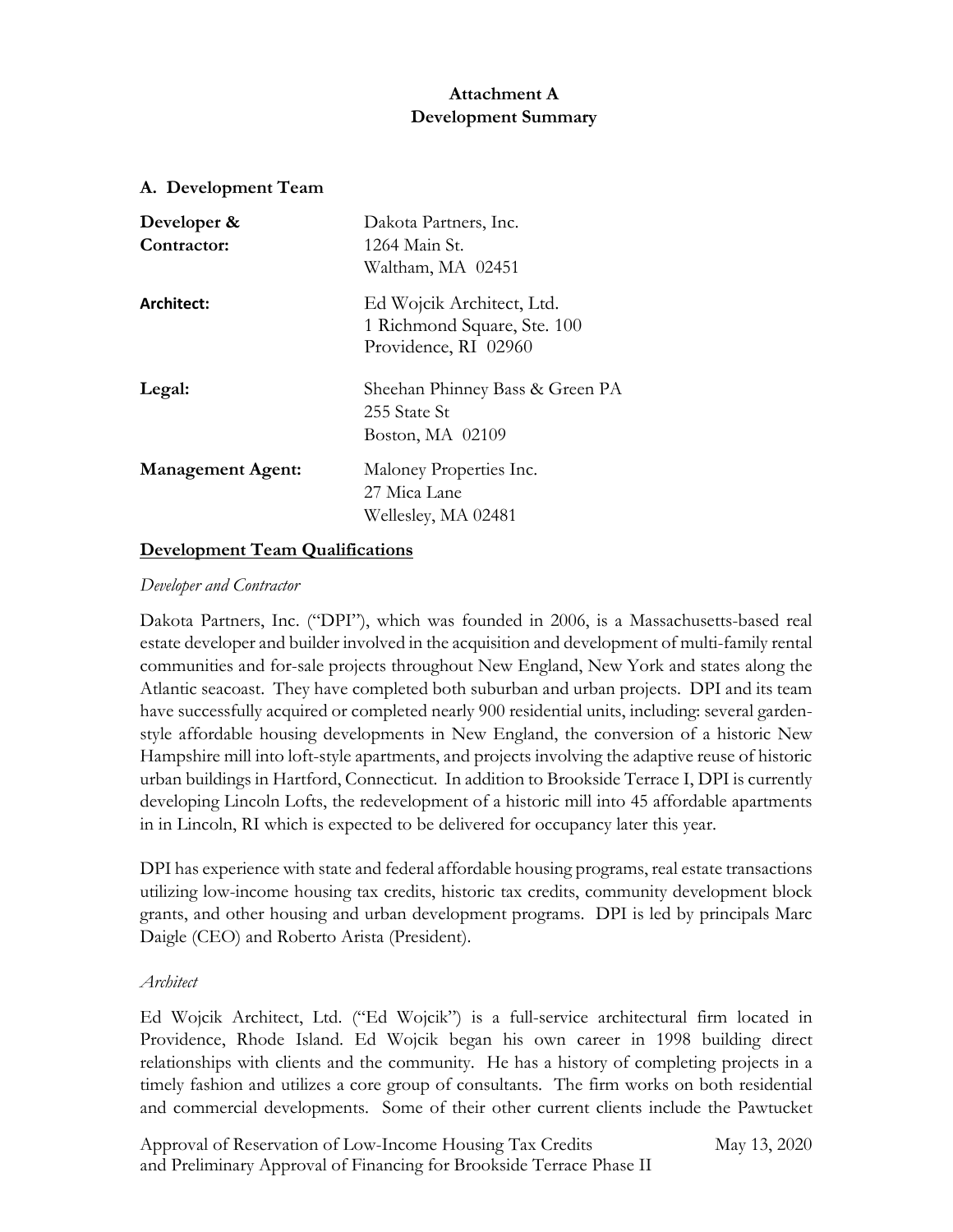**Attachment A**
**Development Summary**

## A. Development Team

| | |
|---|---|
| **Developer & Contractor:** | Dakota Partners, Inc.<br>1264 Main St.<br>Waltham, MA 02451 |
| **Architect:** | Ed Wojcik Architect, Ltd.<br>1 Richmond Square, Ste. 100<br>Providence, RI 02960 |
| **Legal:** | Sheehan Phinney Bass & Green PA<br>255 State St<br>Boston, MA 02109 |
| **Management Agent:** | Maloney Properties Inc.<br>27 Mica Lane<br>Wellesley, MA 02481 |

### Development Team Qualifications

*Developer and Contractor*

Dakota Partners, Inc. ("DPI"), which was founded in 2006, is a Massachusetts-based real estate developer and builder involved in the acquisition and development of multi-family rental communities and for-sale projects throughout New England, New York and states along the Atlantic seacoast. They have completed both suburban and urban projects. DPI and its team have successfully acquired or completed nearly 900 residential units, including: several garden-style affordable housing developments in New England, the conversion of a historic New Hampshire mill into loft-style apartments, and projects involving the adaptive reuse of historic urban buildings in Hartford, Connecticut. In addition to Brookside Terrace I, DPI is currently developing Lincoln Lofts, the redevelopment of a historic mill into 45 affordable apartments in in Lincoln, RI which is expected to be delivered for occupancy later this year.

DPI has experience with state and federal affordable housing programs, real estate transactions utilizing low-income housing tax credits, historic tax credits, community development block grants, and other housing and urban development programs. DPI is led by principals Marc Daigle (CEO) and Roberto Arista (President).

*Architect*

Ed Wojcik Architect, Ltd. ("Ed Wojcik") is a full-service architectural firm located in Providence, Rhode Island. Ed Wojcik began his own career in 1998 building direct relationships with clients and the community. He has a history of completing projects in a timely fashion and utilizes a core group of consultants. The firm works on both residential and commercial developments. Some of their other current clients include the Pawtucket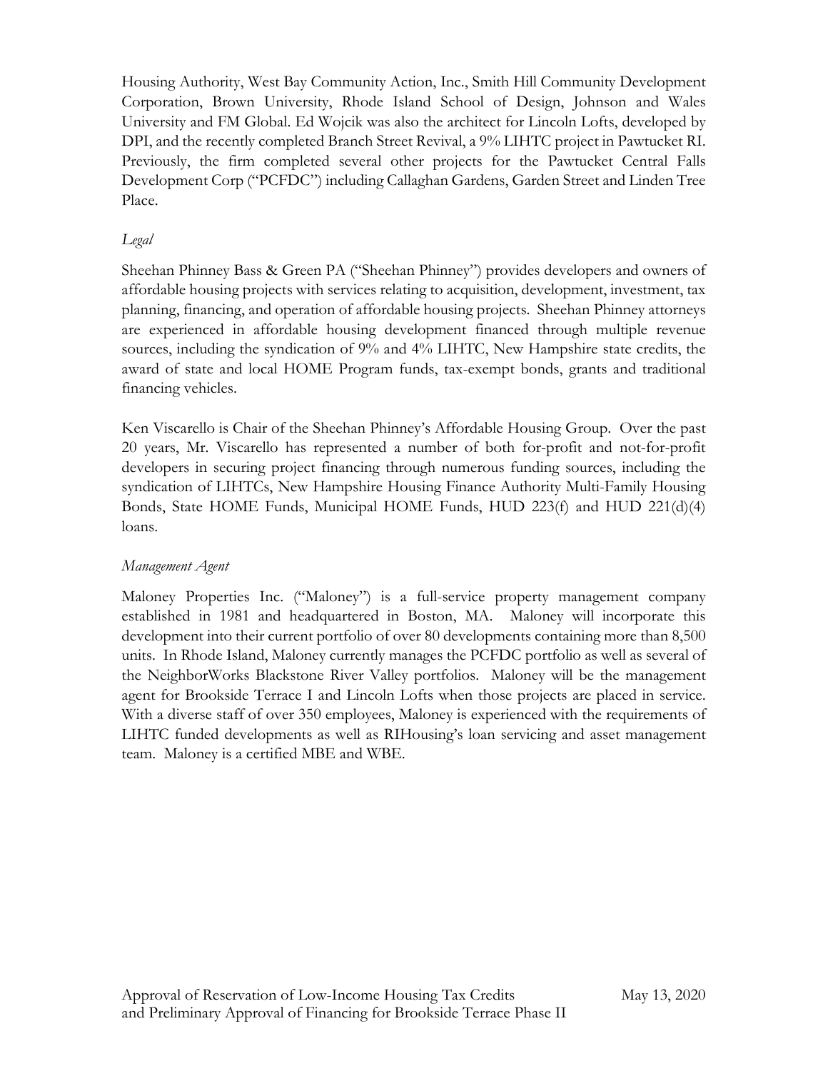Housing Authority, West Bay Community Action, Inc., Smith Hill Community Development Corporation, Brown University, Rhode Island School of Design, Johnson and Wales University and FM Global. Ed Wojcik was also the architect for Lincoln Lofts, developed by DPI, and the recently completed Branch Street Revival, a 9% LIHTC project in Pawtucket RI. Previously, the firm completed several other projects for the Pawtucket Central Falls Development Corp ("PCFDC") including Callaghan Gardens, Garden Street and Linden Tree Place.

*Legal*

Sheehan Phinney Bass & Green PA ("Sheehan Phinney") provides developers and owners of affordable housing projects with services relating to acquisition, development, investment, tax planning, financing, and operation of affordable housing projects. Sheehan Phinney attorneys are experienced in affordable housing development financed through multiple revenue sources, including the syndication of 9% and 4% LIHTC, New Hampshire state credits, the award of state and local HOME Program funds, tax-exempt bonds, grants and traditional financing vehicles.

Ken Viscarello is Chair of the Sheehan Phinney's Affordable Housing Group. Over the past 20 years, Mr. Viscarello has represented a number of both for-profit and not-for-profit developers in securing project financing through numerous funding sources, including the syndication of LIHTCs, New Hampshire Housing Finance Authority Multi-Family Housing Bonds, State HOME Funds, Municipal HOME Funds, HUD 223(f) and HUD 221(d)(4) loans.

*Management Agent*

Maloney Properties Inc. ("Maloney") is a full-service property management company established in 1981 and headquartered in Boston, MA. Maloney will incorporate this development into their current portfolio of over 80 developments containing more than 8,500 units. In Rhode Island, Maloney currently manages the PCFDC portfolio as well as several of the NeighborWorks Blackstone River Valley portfolios. Maloney will be the management agent for Brookside Terrace I and Lincoln Lofts when those projects are placed in service. With a diverse staff of over 350 employees, Maloney is experienced with the requirements of LIHTC funded developments as well as RIHousing's loan servicing and asset management team. Maloney is a certified MBE and WBE.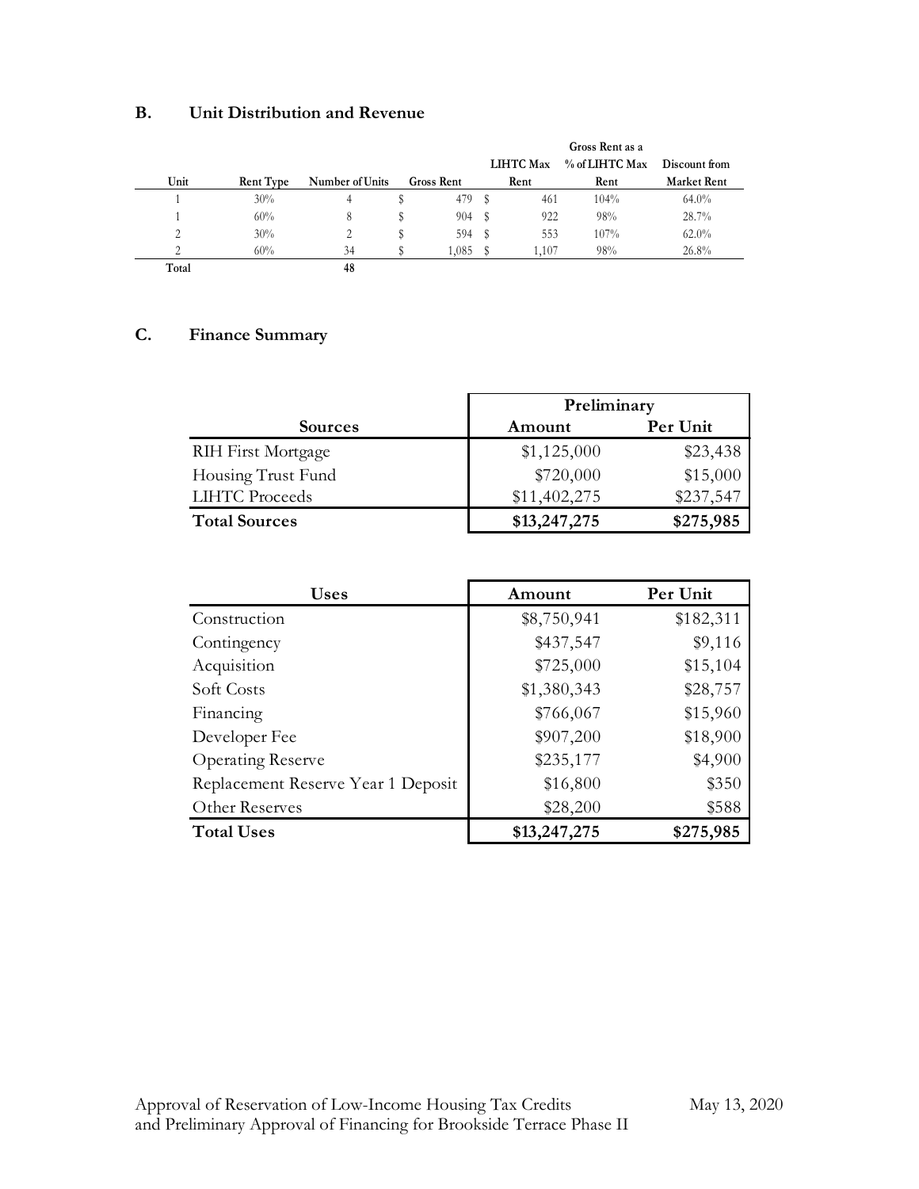## B. Unit Distribution and Revenue

| Unit | Rent Type | Number of Units | Gross Rent | LIHTC Max Rent | Gross Rent as a % of LIHTC Max Rent | Discount from Market Rent |
|---|---|---|---|---|---|---|
| 1 | 30% | 4 | $ 479 | $ 461 | 104% | 64.0% |
| 1 | 60% | 8 | $ 904 | $ 922 | 98% | 28.7% |
| 2 | 30% | 2 | $ 594 | $ 553 | 107% | 62.0% |
| 2 | 60% | 34 | $ 1,085 | $ 1,107 | 98% | 26.8% |
| **Total** | | **48** | | | | |

## C. Finance Summary

| | Preliminary | |
|---|---|---|
| **Sources** | **Amount** | **Per Unit** |
| RIH First Mortgage | $1,125,000 | $23,438 |
| Housing Trust Fund | $720,000 | $15,000 |
| LIHTC Proceeds | $11,402,275 | $237,547 |
| **Total Sources** | **$13,247,275** | **$275,985** |

| Uses | Amount | Per Unit |
|---|---|---|
| Construction | $8,750,941 | $182,311 |
| Contingency | $437,547 | $9,116 |
| Acquisition | $725,000 | $15,104 |
| Soft Costs | $1,380,343 | $28,757 |
| Financing | $766,067 | $15,960 |
| Developer Fee | $907,200 | $18,900 |
| Operating Reserve | $235,177 | $4,900 |
| Replacement Reserve Year 1 Deposit | $16,800 | $350 |
| Other Reserves | $28,200 | $588 |
| **Total Uses** | **$13,247,275** | **$275,985** |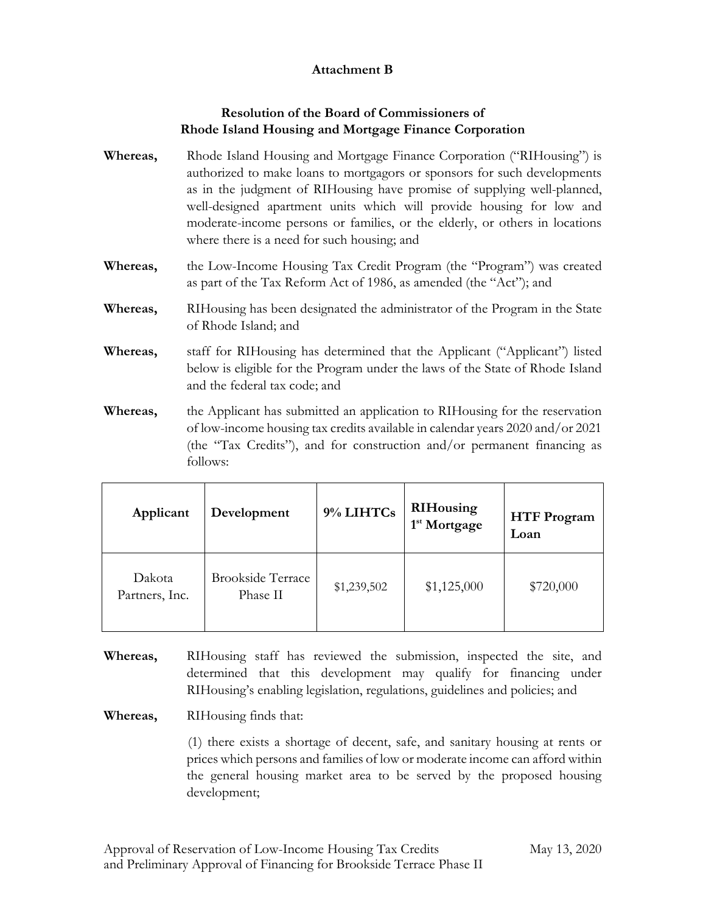**Attachment B**

**Resolution of the Board of Commissioners of Rhode Island Housing and Mortgage Finance Corporation**

**Whereas,** Rhode Island Housing and Mortgage Finance Corporation ("RIHousing") is authorized to make loans to mortgagors or sponsors for such developments as in the judgment of RIHousing have promise of supplying well-planned, well-designed apartment units which will provide housing for low and moderate-income persons or families, or the elderly, or others in locations where there is a need for such housing; and

**Whereas,** the Low-Income Housing Tax Credit Program (the "Program") was created as part of the Tax Reform Act of 1986, as amended (the "Act"); and

**Whereas,** RIHousing has been designated the administrator of the Program in the State of Rhode Island; and

**Whereas,** staff for RIHousing has determined that the Applicant ("Applicant") listed below is eligible for the Program under the laws of the State of Rhode Island and the federal tax code; and

**Whereas,** the Applicant has submitted an application to RIHousing for the reservation of low-income housing tax credits available in calendar years 2020 and/or 2021 (the "Tax Credits"), and for construction and/or permanent financing as follows:

| Applicant | Development | 9% LIHTCs | RIHousing 1st Mortgage | HTF Program Loan |
|---|---|---|---|---|
| Dakota Partners, Inc. | Brookside Terrace Phase II | $1,239,502 | $1,125,000 | $720,000 |

**Whereas,** RIHousing staff has reviewed the submission, inspected the site, and determined that this development may qualify for financing under RIHousing's enabling legislation, regulations, guidelines and policies; and

**Whereas,** RIHousing finds that:

(1) there exists a shortage of decent, safe, and sanitary housing at rents or prices which persons and families of low or moderate income can afford within the general housing market area to be served by the proposed housing development;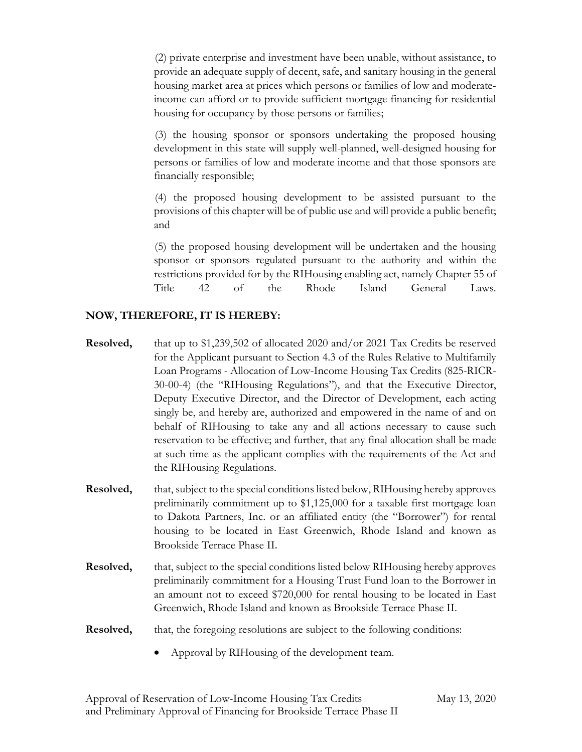(2) private enterprise and investment have been unable, without assistance, to provide an adequate supply of decent, safe, and sanitary housing in the general housing market area at prices which persons or families of low and moderate-income can afford or to provide sufficient mortgage financing for residential housing for occupancy by those persons or families;

(3) the housing sponsor or sponsors undertaking the proposed housing development in this state will supply well-planned, well-designed housing for persons or families of low and moderate income and that those sponsors are financially responsible;

(4) the proposed housing development to be assisted pursuant to the provisions of this chapter will be of public use and will provide a public benefit; and

(5) the proposed housing development will be undertaken and the housing sponsor or sponsors regulated pursuant to the authority and within the restrictions provided for by the RIHousing enabling act, namely Chapter 55 of Title 42 of the Rhode Island General Laws.

**NOW, THEREFORE, IT IS HEREBY:**

**Resolved,** that up to $1,239,502 of allocated 2020 and/or 2021 Tax Credits be reserved for the Applicant pursuant to Section 4.3 of the Rules Relative to Multifamily Loan Programs - Allocation of Low-Income Housing Tax Credits (825-RICR-30-00-4) (the "RIHousing Regulations"), and that the Executive Director, Deputy Executive Director, and the Director of Development, each acting singly be, and hereby are, authorized and empowered in the name of and on behalf of RIHousing to take any and all actions necessary to cause such reservation to be effective; and further, that any final allocation shall be made at such time as the applicant complies with the requirements of the Act and the RIHousing Regulations.

**Resolved,** that, subject to the special conditions listed below, RIHousing hereby approves preliminarily commitment up to $1,125,000 for a taxable first mortgage loan to Dakota Partners, Inc. or an affiliated entity (the "Borrower") for rental housing to be located in East Greenwich, Rhode Island and known as Brookside Terrace Phase II.

**Resolved,** that, subject to the special conditions listed below RIHousing hereby approves preliminarily commitment for a Housing Trust Fund loan to the Borrower in an amount not to exceed $720,000 for rental housing to be located in East Greenwich, Rhode Island and known as Brookside Terrace Phase II.

**Resolved,** that, the foregoing resolutions are subject to the following conditions:

- Approval by RIHousing of the development team.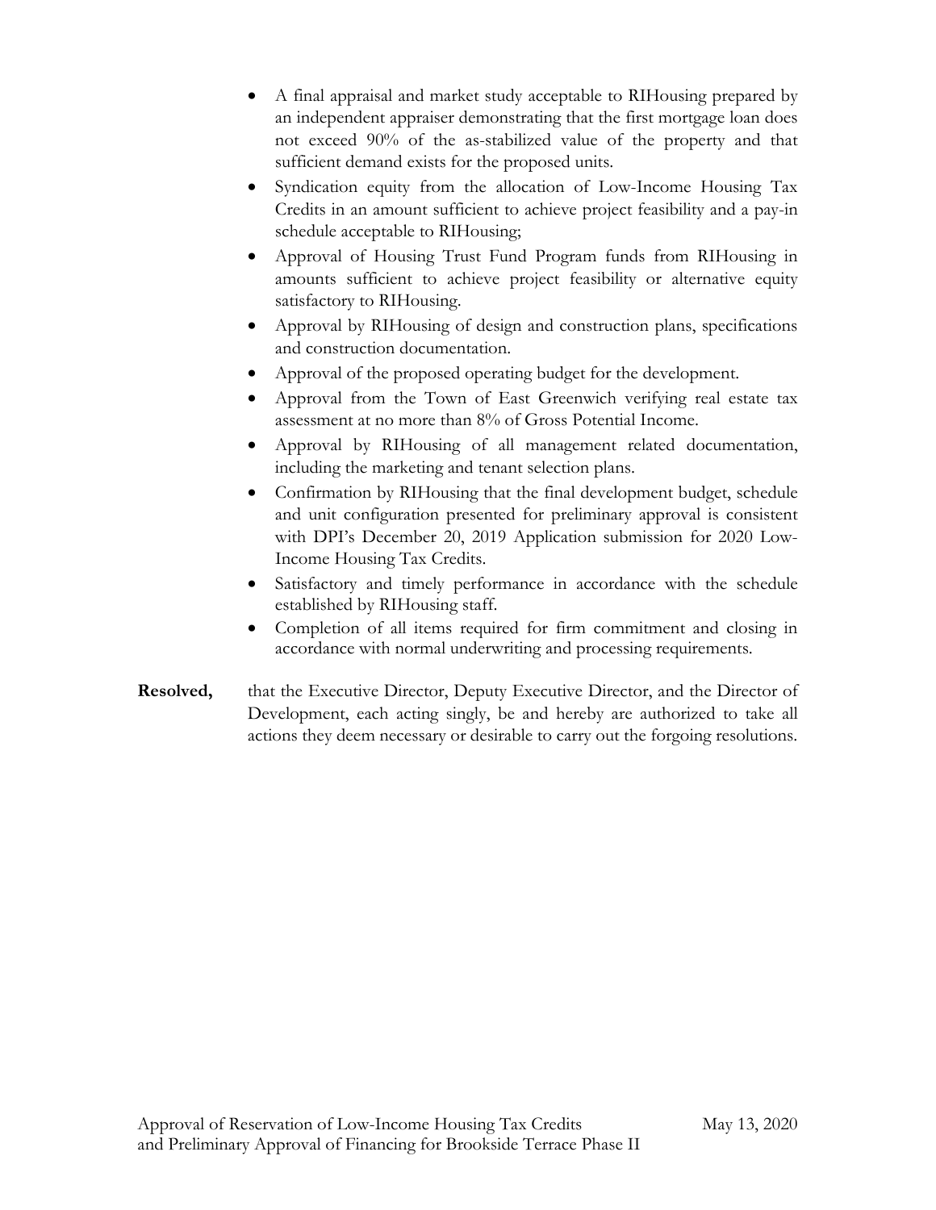- A final appraisal and market study acceptable to RIHousing prepared by an independent appraiser demonstrating that the first mortgage loan does not exceed 90% of the as-stabilized value of the property and that sufficient demand exists for the proposed units.
- Syndication equity from the allocation of Low-Income Housing Tax Credits in an amount sufficient to achieve project feasibility and a pay-in schedule acceptable to RIHousing;
- Approval of Housing Trust Fund Program funds from RIHousing in amounts sufficient to achieve project feasibility or alternative equity satisfactory to RIHousing.
- Approval by RIHousing of design and construction plans, specifications and construction documentation.
- Approval of the proposed operating budget for the development.
- Approval from the Town of East Greenwich verifying real estate tax assessment at no more than 8% of Gross Potential Income.
- Approval by RIHousing of all management related documentation, including the marketing and tenant selection plans.
- Confirmation by RIHousing that the final development budget, schedule and unit configuration presented for preliminary approval is consistent with DPI's December 20, 2019 Application submission for 2020 Low-Income Housing Tax Credits.
- Satisfactory and timely performance in accordance with the schedule established by RIHousing staff.
- Completion of all items required for firm commitment and closing in accordance with normal underwriting and processing requirements.

**Resolved,** that the Executive Director, Deputy Executive Director, and the Director of Development, each acting singly, be and hereby are authorized to take all actions they deem necessary or desirable to carry out the forgoing resolutions.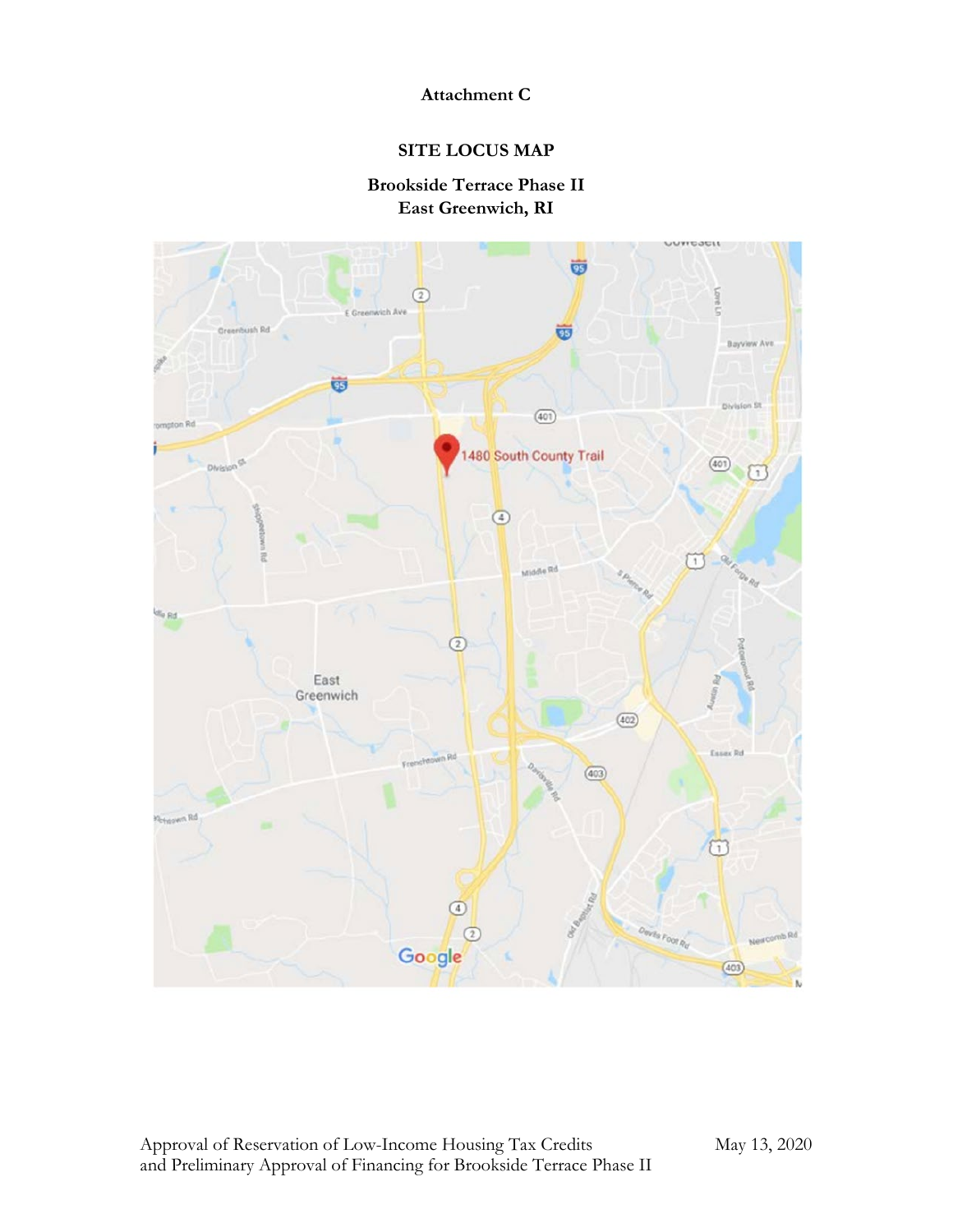**Attachment C**

**SITE LOCUS MAP**

**Brookside Terrace Phase II**
**East Greenwich, RI**

Approval of Reservation of Low-Income Housing Tax Credits and Preliminary Approval of Financing for Brookside Terrace Phase II

May 13, 2020